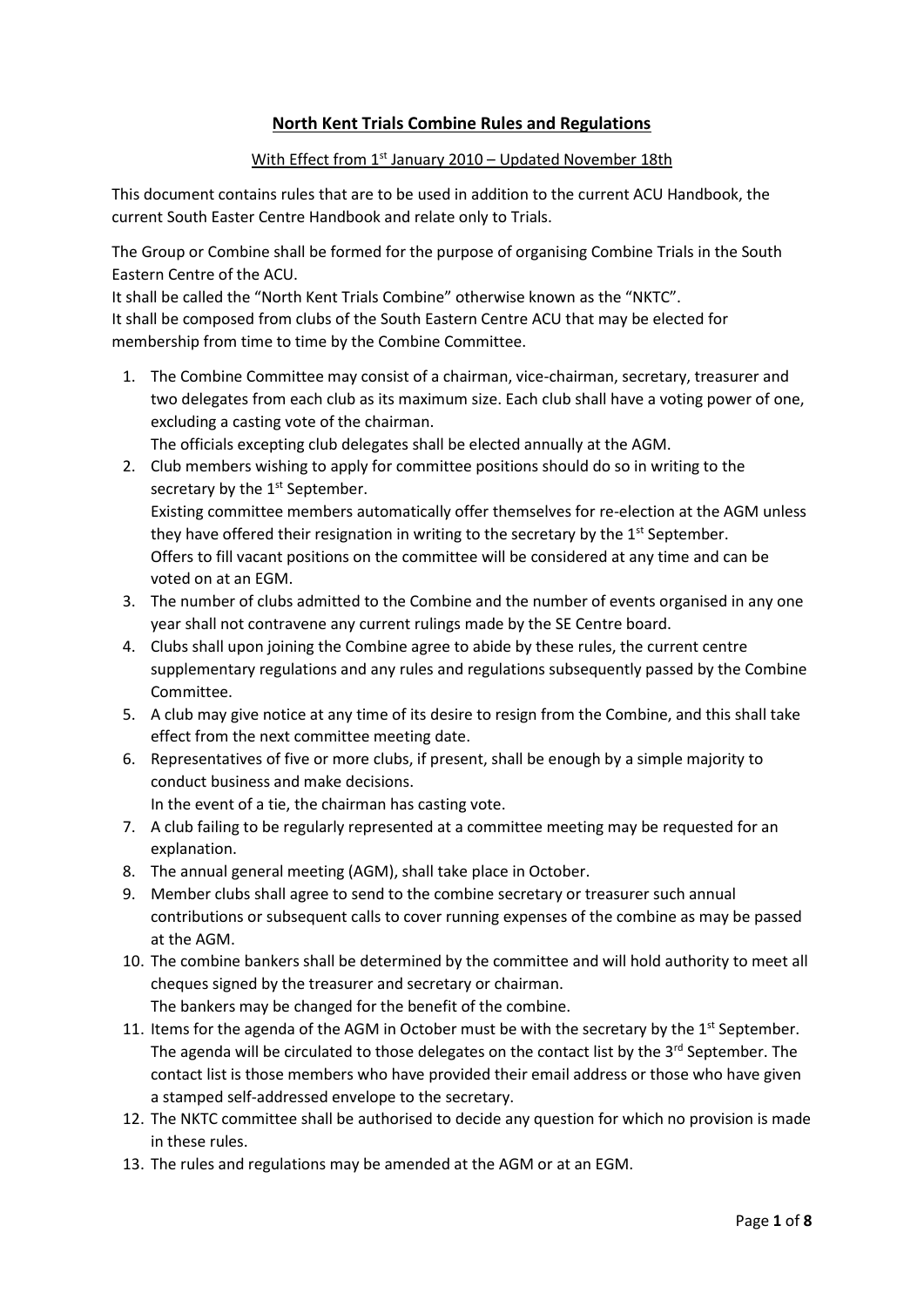# **North Kent Trials Combine Rules and Regulations**

With Effect from 1st January 2010 – Updated November 18th

This document contains rules that are to be used in addition to the current ACU Handbook, the current South Easter Centre Handbook and relate only to Trials.

The Group or Combine shall be formed for the purpose of organising Combine Trials in the South Eastern Centre of the ACU.
It shall be called the "North Kent Trials Combine" otherwise known as the "NKTC".
It shall be composed from clubs of the South Eastern Centre ACU that may be elected for membership from time to time by the Combine Committee.

1. The Combine Committee may consist of a chairman, vice-chairman, secretary, treasurer and two delegates from each club as its maximum size. Each club shall have a voting power of one, excluding a casting vote of the chairman.
   The officials excepting club delegates shall be elected annually at the AGM.
2. Club members wishing to apply for committee positions should do so in writing to the secretary by the 1st September.
   Existing committee members automatically offer themselves for re-election at the AGM unless they have offered their resignation in writing to the secretary by the 1st September.
   Offers to fill vacant positions on the committee will be considered at any time and can be voted on at an EGM.
3. The number of clubs admitted to the Combine and the number of events organised in any one year shall not contravene any current rulings made by the SE Centre board.
4. Clubs shall upon joining the Combine agree to abide by these rules, the current centre supplementary regulations and any rules and regulations subsequently passed by the Combine Committee.
5. A club may give notice at any time of its desire to resign from the Combine, and this shall take effect from the next committee meeting date.
6. Representatives of five or more clubs, if present, shall be enough by a simple majority to conduct business and make decisions.
   In the event of a tie, the chairman has casting vote.
7. A club failing to be regularly represented at a committee meeting may be requested for an explanation.
8. The annual general meeting (AGM), shall take place in October.
9. Member clubs shall agree to send to the combine secretary or treasurer such annual contributions or subsequent calls to cover running expenses of the combine as may be passed at the AGM.
10. The combine bankers shall be determined by the committee and will hold authority to meet all cheques signed by the treasurer and secretary or chairman.
    The bankers may be changed for the benefit of the combine.
11. Items for the agenda of the AGM in October must be with the secretary by the 1st September. The agenda will be circulated to those delegates on the contact list by the 3rd September. The contact list is those members who have provided their email address or those who have given a stamped self-addressed envelope to the secretary.
12. The NKTC committee shall be authorised to decide any question for which no provision is made in these rules.
13. The rules and regulations may be amended at the AGM or at an EGM.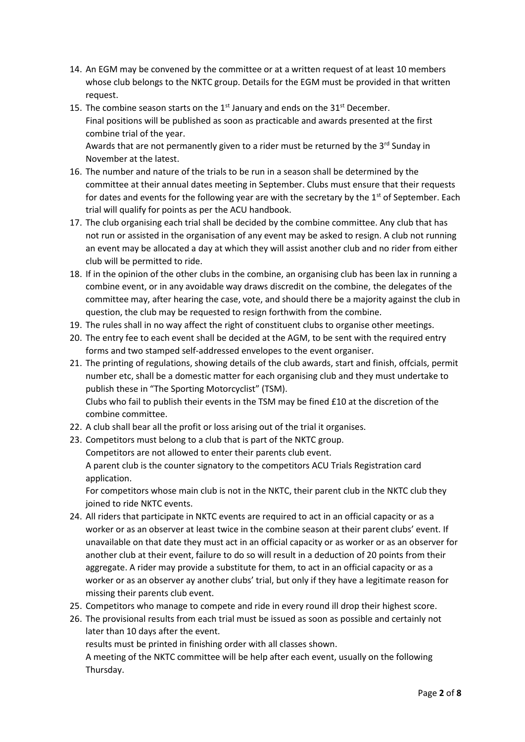14. An EGM may be convened by the committee or at a written request of at least 10 members whose club belongs to the NKTC group. Details for the EGM must be provided in that written request.
15. The combine season starts on the 1st January and ends on the 31st December. Final positions will be published as soon as practicable and awards presented at the first combine trial of the year. Awards that are not permanently given to a rider must be returned by the 3rd Sunday in November at the latest.
16. The number and nature of the trials to be run in a season shall be determined by the committee at their annual dates meeting in September. Clubs must ensure that their requests for dates and events for the following year are with the secretary by the 1st of September. Each trial will qualify for points as per the ACU handbook.
17. The club organising each trial shall be decided by the combine committee. Any club that has not run or assisted in the organisation of any event may be asked to resign. A club not running an event may be allocated a day at which they will assist another club and no rider from either club will be permitted to ride.
18. If in the opinion of the other clubs in the combine, an organising club has been lax in running a combine event, or in any avoidable way draws discredit on the combine, the delegates of the committee may, after hearing the case, vote, and should there be a majority against the club in question, the club may be requested to resign forthwith from the combine.
19. The rules shall in no way affect the right of constituent clubs to organise other meetings.
20. The entry fee to each event shall be decided at the AGM, to be sent with the required entry forms and two stamped self-addressed envelopes to the event organiser.
21. The printing of regulations, showing details of the club awards, start and finish, offcials, permit number etc, shall be a domestic matter for each organising club and they must undertake to publish these in "The Sporting Motorcyclist" (TSM). Clubs who fail to publish their events in the TSM may be fined £10 at the discretion of the combine committee.
22. A club shall bear all the profit or loss arising out of the trial it organises.
23. Competitors must belong to a club that is part of the NKTC group. Competitors are not allowed to enter their parents club event. A parent club is the counter signatory to the competitors ACU Trials Registration card application. For competitors whose main club is not in the NKTC, their parent club in the NKTC club they joined to ride NKTC events.
24. All riders that participate in NKTC events are required to act in an official capacity or as a worker or as an observer at least twice in the combine season at their parent clubs' event. If unavailable on that date they must act in an official capacity or as worker or as an observer for another club at their event, failure to do so will result in a deduction of 20 points from their aggregate. A rider may provide a substitute for them, to act in an official capacity or as a worker or as an observer ay another clubs' trial, but only if they have a legitimate reason for missing their parents club event.
25. Competitors who manage to compete and ride in every round ill drop their highest score.
26. The provisional results from each trial must be issued as soon as possible and certainly not later than 10 days after the event. results must be printed in finishing order with all classes shown. A meeting of the NKTC committee will be help after each event, usually on the following Thursday.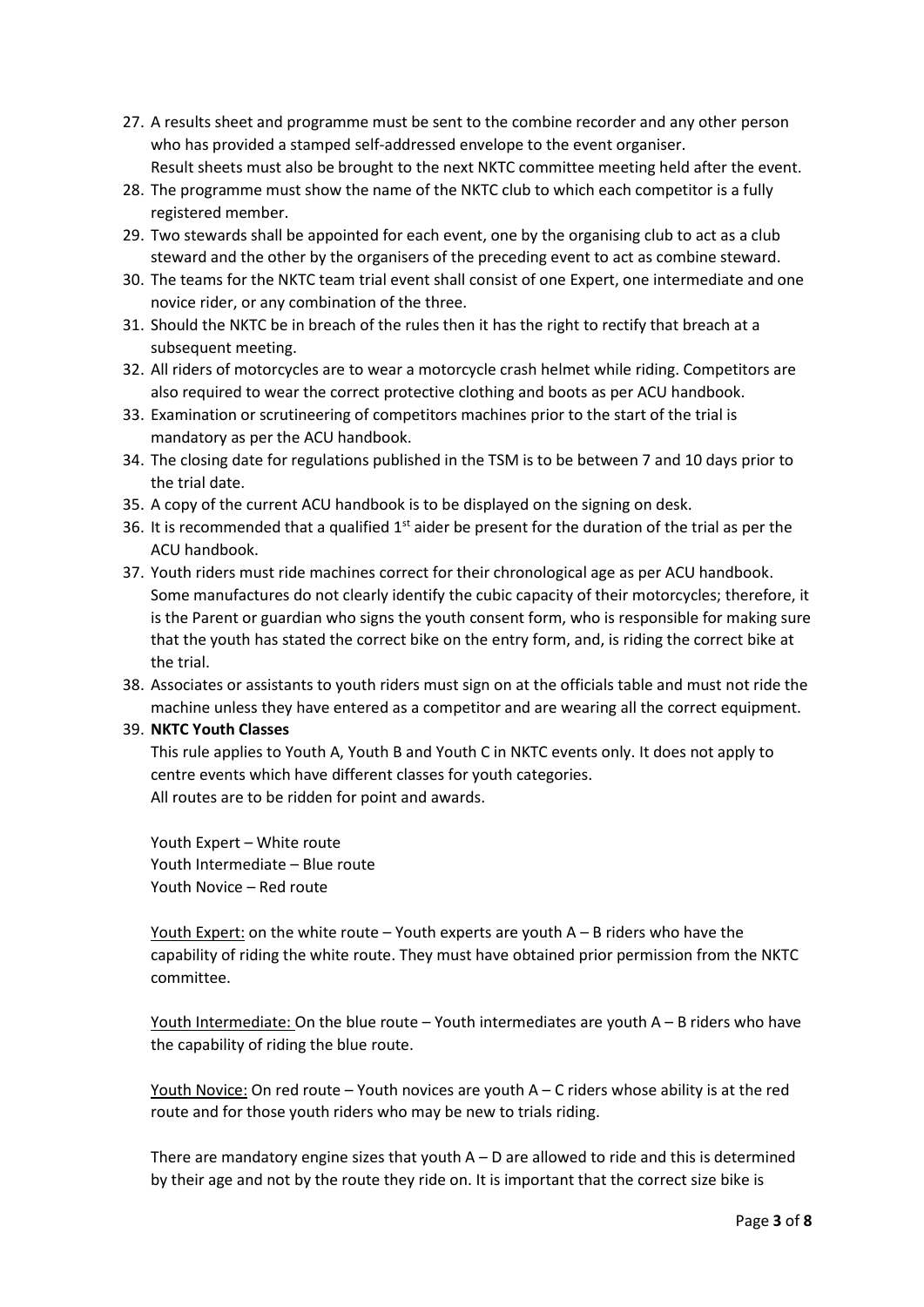27. A results sheet and programme must be sent to the combine recorder and any other person who has provided a stamped self-addressed envelope to the event organiser.
    Result sheets must also be brought to the next NKTC committee meeting held after the event.
28. The programme must show the name of the NKTC club to which each competitor is a fully registered member.
29. Two stewards shall be appointed for each event, one by the organising club to act as a club steward and the other by the organisers of the preceding event to act as combine steward.
30. The teams for the NKTC team trial event shall consist of one Expert, one intermediate and one novice rider, or any combination of the three.
31. Should the NKTC be in breach of the rules then it has the right to rectify that breach at a subsequent meeting.
32. All riders of motorcycles are to wear a motorcycle crash helmet while riding. Competitors are also required to wear the correct protective clothing and boots as per ACU handbook.
33. Examination or scrutineering of competitors machines prior to the start of the trial is mandatory as per the ACU handbook.
34. The closing date for regulations published in the TSM is to be between 7 and 10 days prior to the trial date.
35. A copy of the current ACU handbook is to be displayed on the signing on desk.
36. It is recommended that a qualified 1st aider be present for the duration of the trial as per the ACU handbook.
37. Youth riders must ride machines correct for their chronological age as per ACU handbook. Some manufactures do not clearly identify the cubic capacity of their motorcycles; therefore, it is the Parent or guardian who signs the youth consent form, who is responsible for making sure that the youth has stated the correct bike on the entry form, and, is riding the correct bike at the trial.
38. Associates or assistants to youth riders must sign on at the officials table and must not ride the machine unless they have entered as a competitor and are wearing all the correct equipment.
39. **NKTC Youth Classes**

    This rule applies to Youth A, Youth B and Youth C in NKTC events only. It does not apply to centre events which have different classes for youth categories.
    All routes are to be ridden for point and awards.

    Youth Expert – White route
    Youth Intermediate – Blue route
    Youth Novice – Red route

    Youth Expert: on the white route – Youth experts are youth A – B riders who have the capability of riding the white route. They must have obtained prior permission from the NKTC committee.

    Youth Intermediate: On the blue route – Youth intermediates are youth A – B riders who have the capability of riding the blue route.

    Youth Novice: On red route – Youth novices are youth A – C riders whose ability is at the red route and for those youth riders who may be new to trials riding.

    There are mandatory engine sizes that youth A – D are allowed to ride and this is determined by their age and not by the route they ride on. It is important that the correct size bike is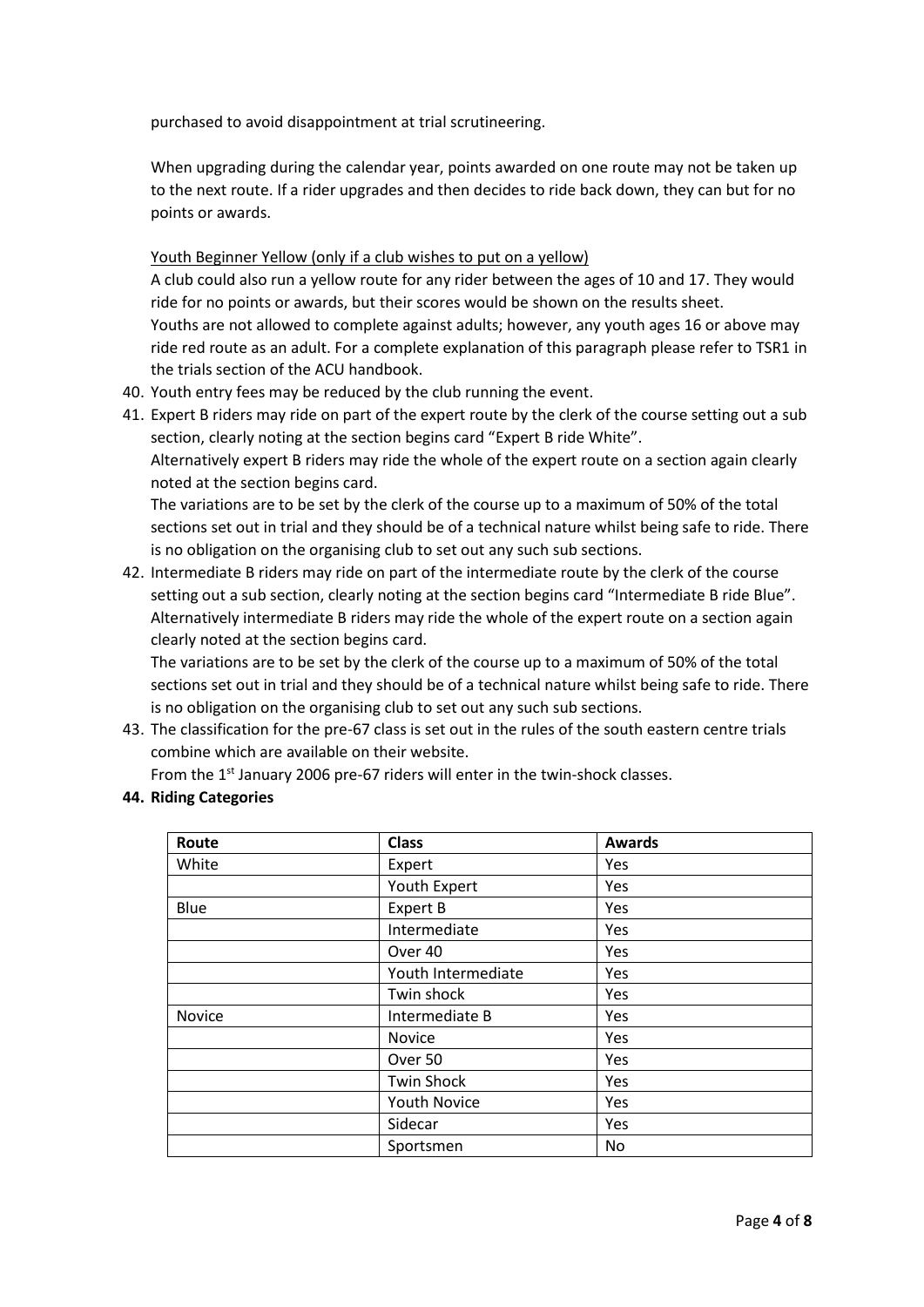purchased to avoid disappointment at trial scrutineering.

When upgrading during the calendar year, points awarded on one route may not be taken up to the next route. If a rider upgrades and then decides to ride back down, they can but for no points or awards.

Youth Beginner Yellow (only if a club wishes to put on a yellow)

A club could also run a yellow route for any rider between the ages of 10 and 17. They would ride for no points or awards, but their scores would be shown on the results sheet.
Youths are not allowed to complete against adults; however, any youth ages 16 or above may ride red route as an adult. For a complete explanation of this paragraph please refer to TSR1 in the trials section of the ACU handbook.

40. Youth entry fees may be reduced by the club running the event.
41. Expert B riders may ride on part of the expert route by the clerk of the course setting out a sub section, clearly noting at the section begins card "Expert B ride White".
    Alternatively expert B riders may ride the whole of the expert route on a section again clearly noted at the section begins card.
    The variations are to be set by the clerk of the course up to a maximum of 50% of the total sections set out in trial and they should be of a technical nature whilst being safe to ride. There is no obligation on the organising club to set out any such sub sections.
42. Intermediate B riders may ride on part of the intermediate route by the clerk of the course setting out a sub section, clearly noting at the section begins card "Intermediate B ride Blue".
    Alternatively intermediate B riders may ride the whole of the expert route on a section again clearly noted at the section begins card.
    The variations are to be set by the clerk of the course up to a maximum of 50% of the total sections set out in trial and they should be of a technical nature whilst being safe to ride. There is no obligation on the organising club to set out any such sub sections.
43. The classification for the pre-67 class is set out in the rules of the south eastern centre trials combine which are available on their website.
    From the 1st January 2006 pre-67 riders will enter in the twin-shock classes.
44. **Riding Categories**

| Route | Class | Awards |
|---|---|---|
| White | Expert | Yes |
| | Youth Expert | Yes |
| Blue | Expert B | Yes |
| | Intermediate | Yes |
| | Over 40 | Yes |
| | Youth Intermediate | Yes |
| | Twin shock | Yes |
| Novice | Intermediate B | Yes |
| | Novice | Yes |
| | Over 50 | Yes |
| | Twin Shock | Yes |
| | Youth Novice | Yes |
| | Sidecar | Yes |
| | Sportsmen | No |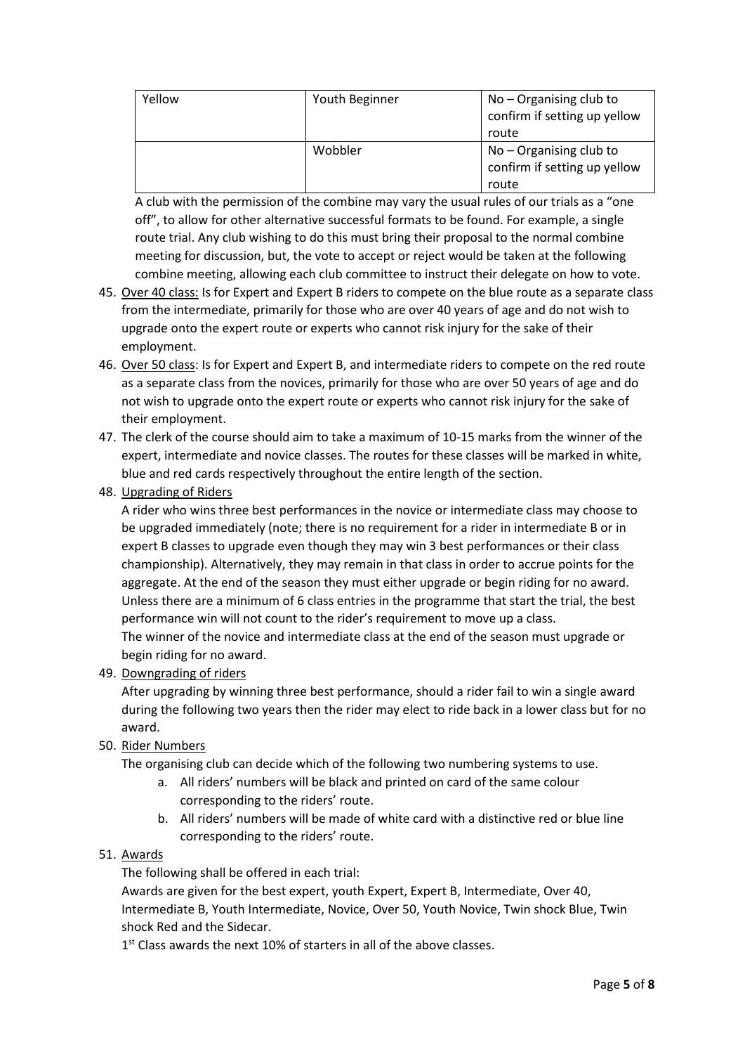| Yellow | Youth Beginner | No – Organising club to confirm if setting up yellow route |
|---|---|---|
| | Wobbler | No – Organising club to confirm if setting up yellow route |

A club with the permission of the combine may vary the usual rules of our trials as a "one off", to allow for other alternative successful formats to be found. For example, a single route trial. Any club wishing to do this must bring their proposal to the normal combine meeting for discussion, but, the vote to accept or reject would be taken at the following combine meeting, allowing each club committee to instruct their delegate on how to vote.

45. Over 40 class: Is for Expert and Expert B riders to compete on the blue route as a separate class from the intermediate, primarily for those who are over 40 years of age and do not wish to upgrade onto the expert route or experts who cannot risk injury for the sake of their employment.
46. Over 50 class: Is for Expert and Expert B, and intermediate riders to compete on the red route as a separate class from the novices, primarily for those who are over 50 years of age and do not wish to upgrade onto the expert route or experts who cannot risk injury for the sake of their employment.
47. The clerk of the course should aim to take a maximum of 10-15 marks from the winner of the expert, intermediate and novice classes. The routes for these classes will be marked in white, blue and red cards respectively throughout the entire length of the section.
48. Upgrading of Riders

    A rider who wins three best performances in the novice or intermediate class may choose to be upgraded immediately (note; there is no requirement for a rider in intermediate B or in expert B classes to upgrade even though they may win 3 best performances or their class championship). Alternatively, they may remain in that class in order to accrue points for the aggregate. At the end of the season they must either upgrade or begin riding for no award. Unless there are a minimum of 6 class entries in the programme that start the trial, the best performance win will not count to the rider's requirement to move up a class.

    The winner of the novice and intermediate class at the end of the season must upgrade or begin riding for no award.
49. Downgrading of riders

    After upgrading by winning three best performance, should a rider fail to win a single award during the following two years then the rider may elect to ride back in a lower class but for no award.
50. Rider Numbers

    The organising club can decide which of the following two numbering systems to use.

    a. All riders' numbers will be black and printed on card of the same colour corresponding to the riders' route.
    b. All riders' numbers will be made of white card with a distinctive red or blue line corresponding to the riders' route.
51. Awards

    The following shall be offered in each trial:

    Awards are given for the best expert, youth Expert, Expert B, Intermediate, Over 40, Intermediate B, Youth Intermediate, Novice, Over 50, Youth Novice, Twin shock Blue, Twin shock Red and the Sidecar.

    1st Class awards the next 10% of starters in all of the above classes.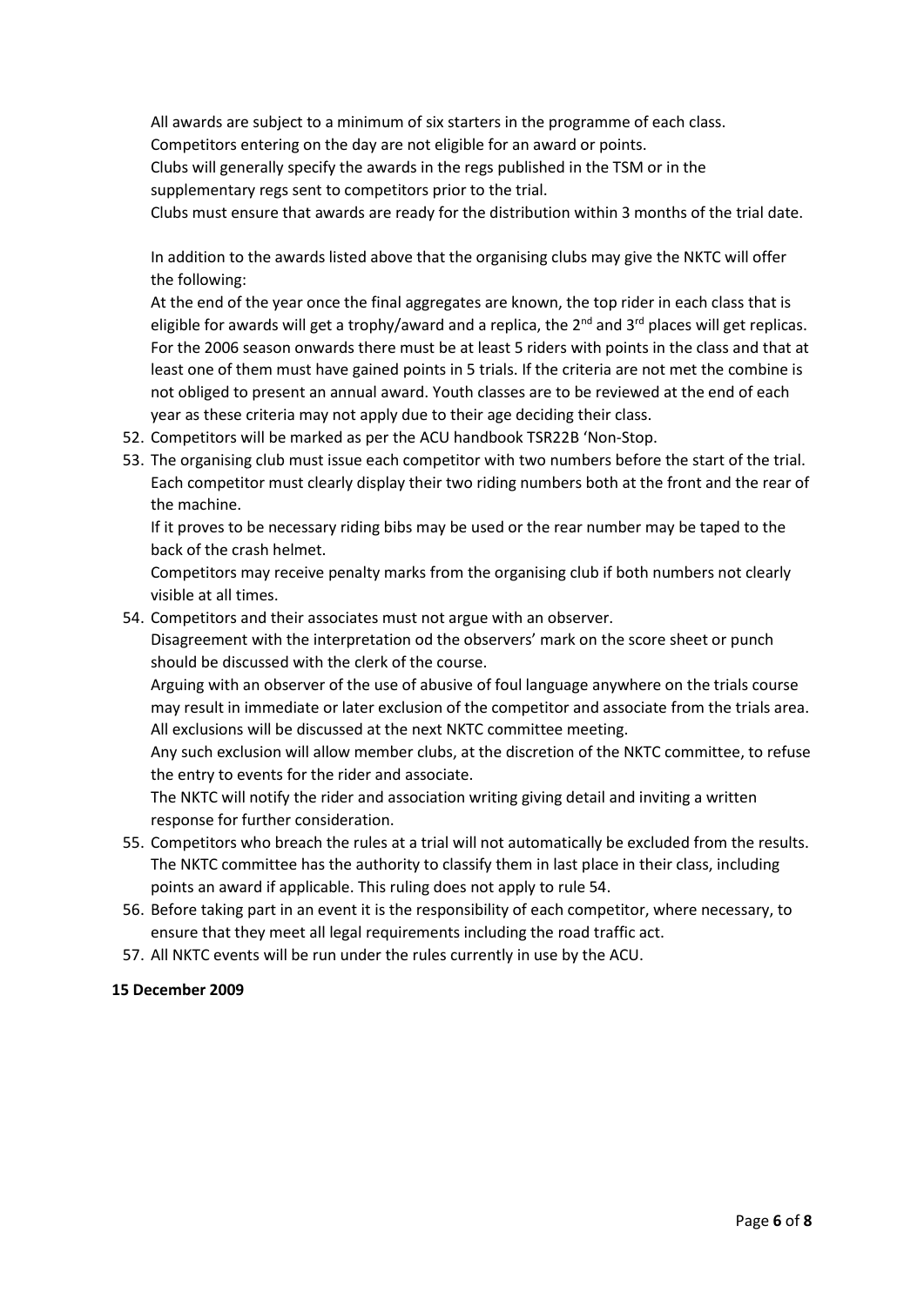All awards are subject to a minimum of six starters in the programme of each class.
Competitors entering on the day are not eligible for an award or points.
Clubs will generally specify the awards in the regs published in the TSM or in the supplementary regs sent to competitors prior to the trial.
Clubs must ensure that awards are ready for the distribution within 3 months of the trial date.

In addition to the awards listed above that the organising clubs may give the NKTC will offer the following:
At the end of the year once the final aggregates are known, the top rider in each class that is eligible for awards will get a trophy/award and a replica, the 2nd and 3rd places will get replicas. For the 2006 season onwards there must be at least 5 riders with points in the class and that at least one of them must have gained points in 5 trials. If the criteria are not met the combine is not obliged to present an annual award. Youth classes are to be reviewed at the end of each year as these criteria may not apply due to their age deciding their class.

52. Competitors will be marked as per the ACU handbook TSR22B 'Non-Stop.
53. The organising club must issue each competitor with two numbers before the start of the trial. Each competitor must clearly display their two riding numbers both at the front and the rear of the machine.
    If it proves to be necessary riding bibs may be used or the rear number may be taped to the back of the crash helmet.
    Competitors may receive penalty marks from the organising club if both numbers not clearly visible at all times.
54. Competitors and their associates must not argue with an observer.
    Disagreement with the interpretation od the observers' mark on the score sheet or punch should be discussed with the clerk of the course.
    Arguing with an observer of the use of abusive of foul language anywhere on the trials course may result in immediate or later exclusion of the competitor and associate from the trials area. All exclusions will be discussed at the next NKTC committee meeting.
    Any such exclusion will allow member clubs, at the discretion of the NKTC committee, to refuse the entry to events for the rider and associate.
    The NKTC will notify the rider and association writing giving detail and inviting a written response for further consideration.
55. Competitors who breach the rules at a trial will not automatically be excluded from the results. The NKTC committee has the authority to classify them in last place in their class, including points an award if applicable. This ruling does not apply to rule 54.
56. Before taking part in an event it is the responsibility of each competitor, where necessary, to ensure that they meet all legal requirements including the road traffic act.
57. All NKTC events will be run under the rules currently in use by the ACU.

**15 December 2009**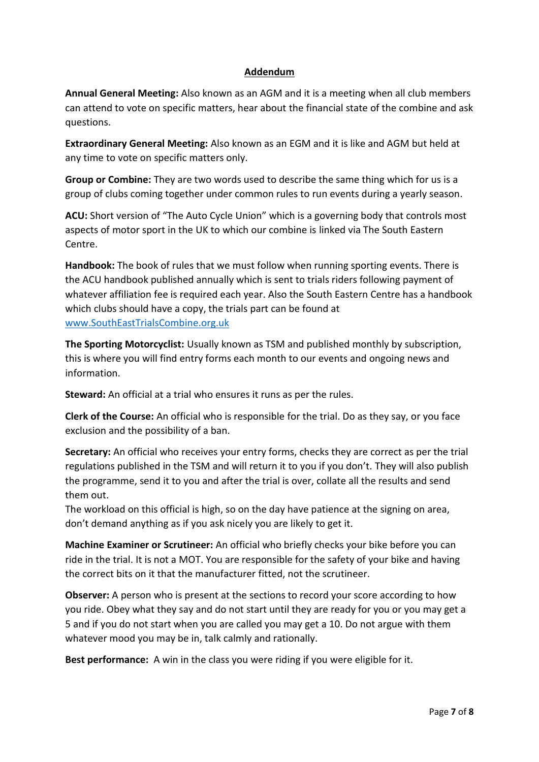## Addendum

**Annual General Meeting:** Also known as an AGM and it is a meeting when all club members can attend to vote on specific matters, hear about the financial state of the combine and ask questions.

**Extraordinary General Meeting:** Also known as an EGM and it is like and AGM but held at any time to vote on specific matters only.

**Group or Combine:** They are two words used to describe the same thing which for us is a group of clubs coming together under common rules to run events during a yearly season.

**ACU:** Short version of "The Auto Cycle Union" which is a governing body that controls most aspects of motor sport in the UK to which our combine is linked via The South Eastern Centre.

**Handbook:** The book of rules that we must follow when running sporting events. There is the ACU handbook published annually which is sent to trials riders following payment of whatever affiliation fee is required each year. Also the South Eastern Centre has a handbook which clubs should have a copy, the trials part can be found at [www.SouthEastTrialsCombine.org.uk](http://www.SouthEastTrialsCombine.org.uk)

**The Sporting Motorcyclist:** Usually known as TSM and published monthly by subscription, this is where you will find entry forms each month to our events and ongoing news and information.

**Steward:** An official at a trial who ensures it runs as per the rules.

**Clerk of the Course:** An official who is responsible for the trial. Do as they say, or you face exclusion and the possibility of a ban.

**Secretary:** An official who receives your entry forms, checks they are correct as per the trial regulations published in the TSM and will return it to you if you don't. They will also publish the programme, send it to you and after the trial is over, collate all the results and send them out.
The workload on this official is high, so on the day have patience at the signing on area, don't demand anything as if you ask nicely you are likely to get it.

**Machine Examiner or Scrutineer:** An official who briefly checks your bike before you can ride in the trial. It is not a MOT. You are responsible for the safety of your bike and having the correct bits on it that the manufacturer fitted, not the scrutineer.

**Observer:** A person who is present at the sections to record your score according to how you ride. Obey what they say and do not start until they are ready for you or you may get a 5 and if you do not start when you are called you may get a 10. Do not argue with them whatever mood you may be in, talk calmly and rationally.

**Best performance:** A win in the class you were riding if you were eligible for it.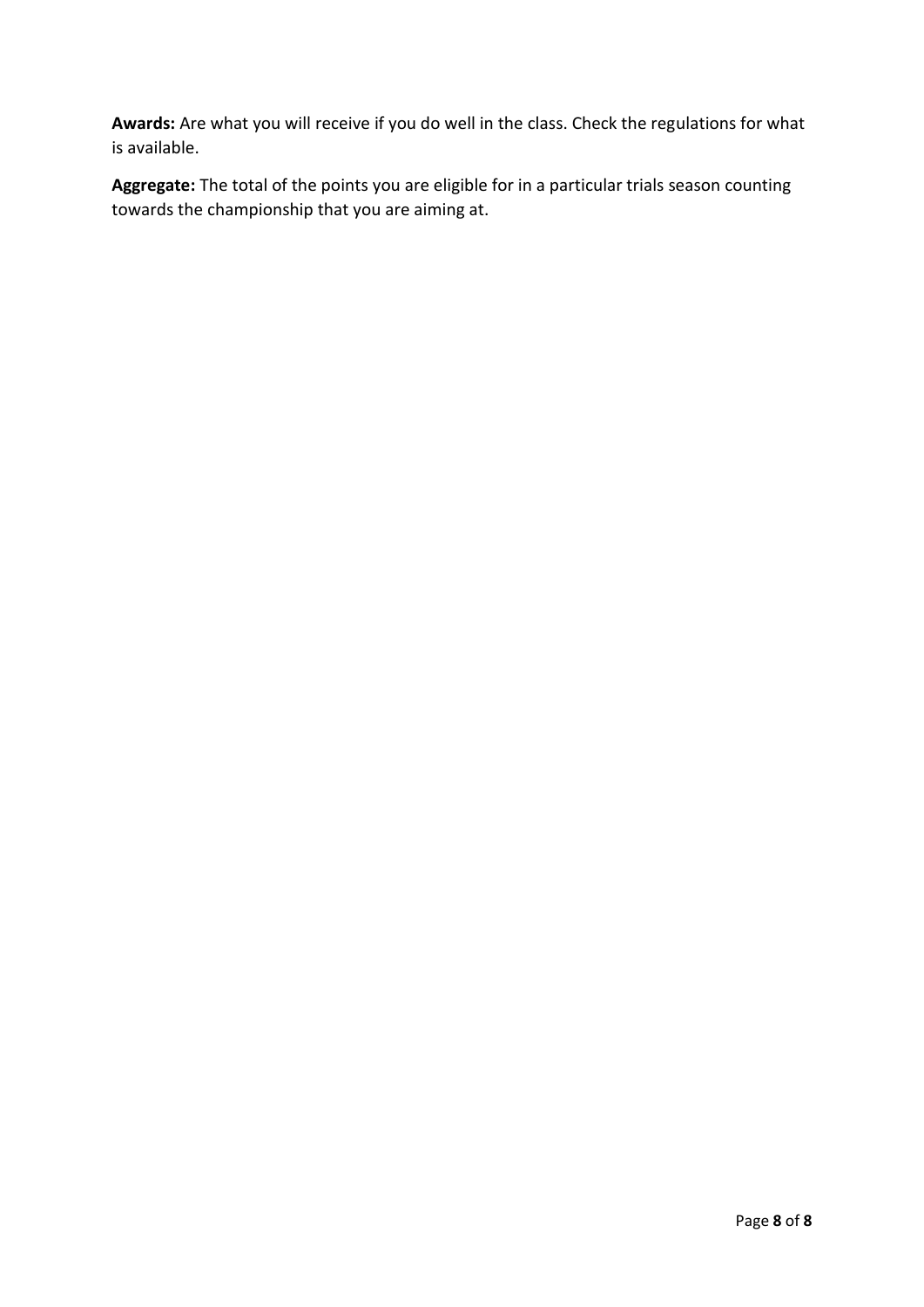**Awards:** Are what you will receive if you do well in the class. Check the regulations for what is available.

**Aggregate:** The total of the points you are eligible for in a particular trials season counting towards the championship that you are aiming at.